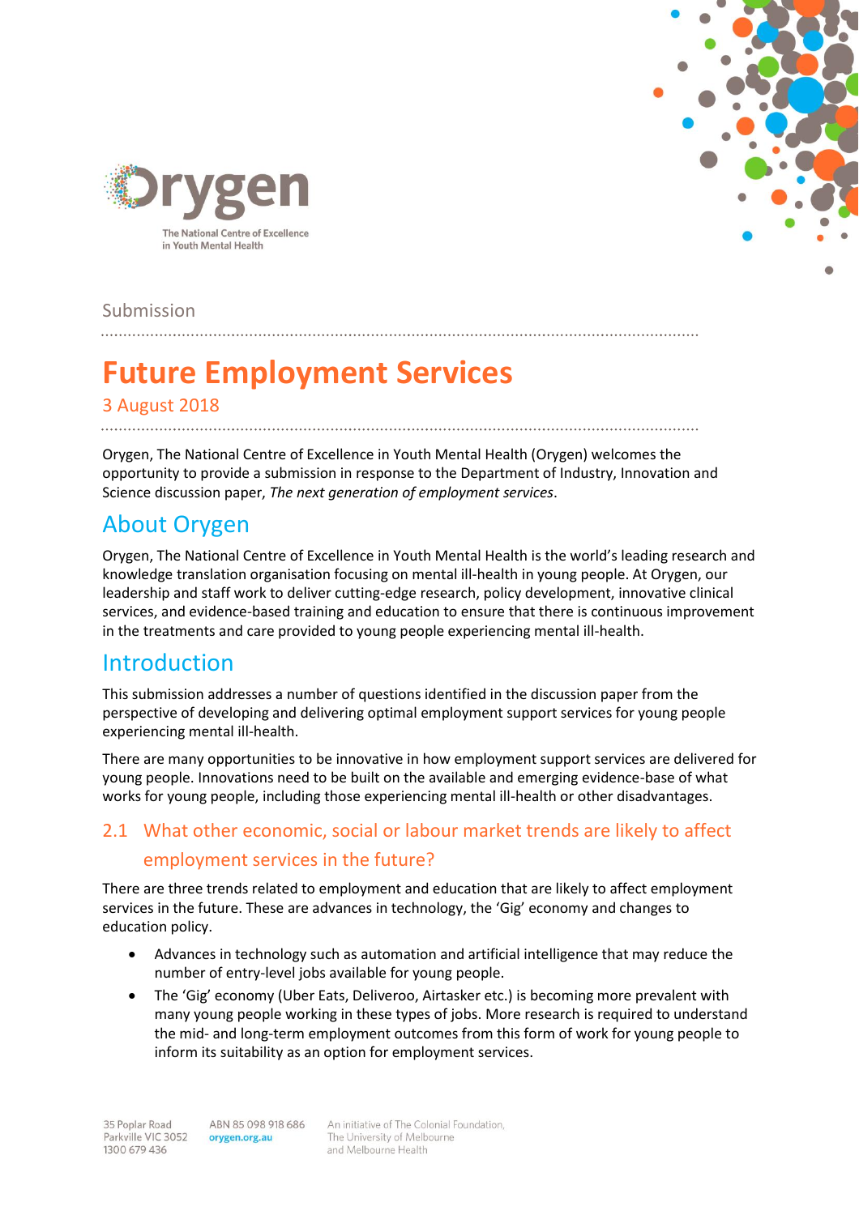Orygen

The National Centre of Excellence in Youth Mental Health

Submission

# Future Employment Services

3 August 2018

Orygen, The National Centre of Excellence in Youth Mental Health (Orygen) welcomes the opportunity to provide a submission in response to the Department of Industry, Innovation and Science discussion paper, *The next generation of employment services*.

## About Orygen

Orygen, The National Centre of Excellence in Youth Mental Health is the world's leading research and knowledge translation organisation focusing on mental ill-health in young people. At Orygen, our leadership and staff work to deliver cutting-edge research, policy development, innovative clinical services, and evidence-based training and education to ensure that there is continuous improvement in the treatments and care provided to young people experiencing mental ill-health.

## Introduction

This submission addresses a number of questions identified in the discussion paper from the perspective of developing and delivering optimal employment support services for young people experiencing mental ill-health.

There are many opportunities to be innovative in how employment support services are delivered for young people. Innovations need to be built on the available and emerging evidence-base of what works for young people, including those experiencing mental ill-health or other disadvantages.

### 2.1 What other economic, social or labour market trends are likely to affect employment services in the future?

There are three trends related to employment and education that are likely to affect employment services in the future. These are advances in technology, the 'Gig' economy and changes to education policy.

- Advances in technology such as automation and artificial intelligence that may reduce the number of entry-level jobs available for young people.
- The 'Gig' economy (Uber Eats, Deliveroo, Airtasker etc.) is becoming more prevalent with many young people working in these types of jobs. More research is required to understand the mid- and long-term employment outcomes from this form of work for young people to inform its suitability as an option for employment services.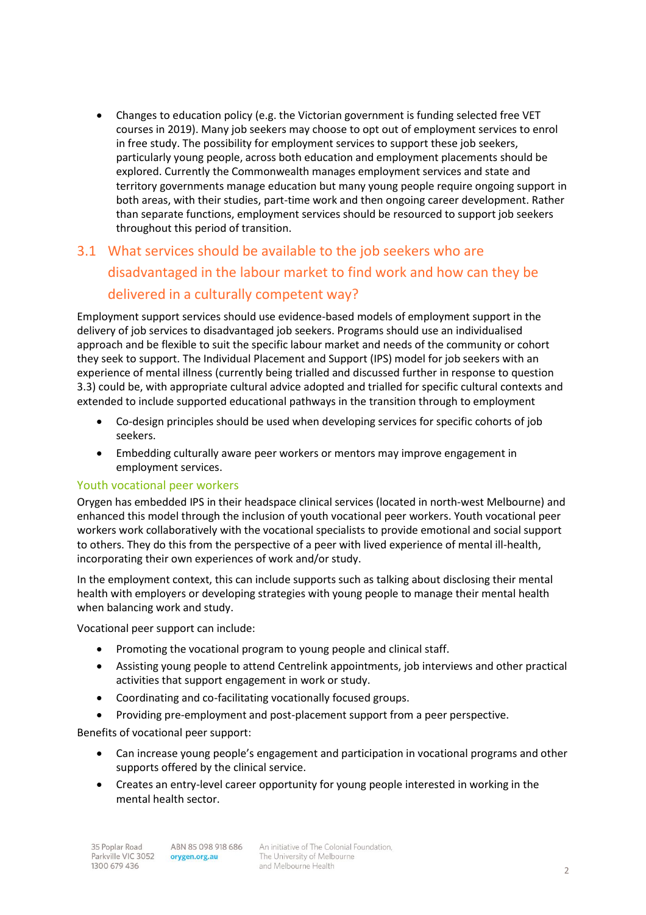- Changes to education policy (e.g. the Victorian government is funding selected free VET courses in 2019). Many job seekers may choose to opt out of employment services to enrol in free study. The possibility for employment services to support these job seekers, particularly young people, across both education and employment placements should be explored. Currently the Commonwealth manages employment services and state and territory governments manage education but many young people require ongoing support in both areas, with their studies, part-time work and then ongoing career development. Rather than separate functions, employment services should be resourced to support job seekers throughout this period of transition.

## 3.1 What services should be available to the job seekers who are disadvantaged in the labour market to find work and how can they be delivered in a culturally competent way?

Employment support services should use evidence-based models of employment support in the delivery of job services to disadvantaged job seekers. Programs should use an individualised approach and be flexible to suit the specific labour market and needs of the community or cohort they seek to support. The Individual Placement and Support (IPS) model for job seekers with an experience of mental illness (currently being trialled and discussed further in response to question 3.3) could be, with appropriate cultural advice adopted and trialled for specific cultural contexts and extended to include supported educational pathways in the transition through to employment

- Co-design principles should be used when developing services for specific cohorts of job seekers.
- Embedding culturally aware peer workers or mentors may improve engagement in employment services.

### Youth vocational peer workers

Orygen has embedded IPS in their headspace clinical services (located in north-west Melbourne) and enhanced this model through the inclusion of youth vocational peer workers. Youth vocational peer workers work collaboratively with the vocational specialists to provide emotional and social support to others. They do this from the perspective of a peer with lived experience of mental ill-health, incorporating their own experiences of work and/or study.

In the employment context, this can include supports such as talking about disclosing their mental health with employers or developing strategies with young people to manage their mental health when balancing work and study.

Vocational peer support can include:

- Promoting the vocational program to young people and clinical staff.
- Assisting young people to attend Centrelink appointments, job interviews and other practical activities that support engagement in work or study.
- Coordinating and co-facilitating vocationally focused groups.
- Providing pre-employment and post-placement support from a peer perspective.

Benefits of vocational peer support:

- Can increase young people's engagement and participation in vocational programs and other supports offered by the clinical service.
- Creates an entry-level career opportunity for young people interested in working in the mental health sector.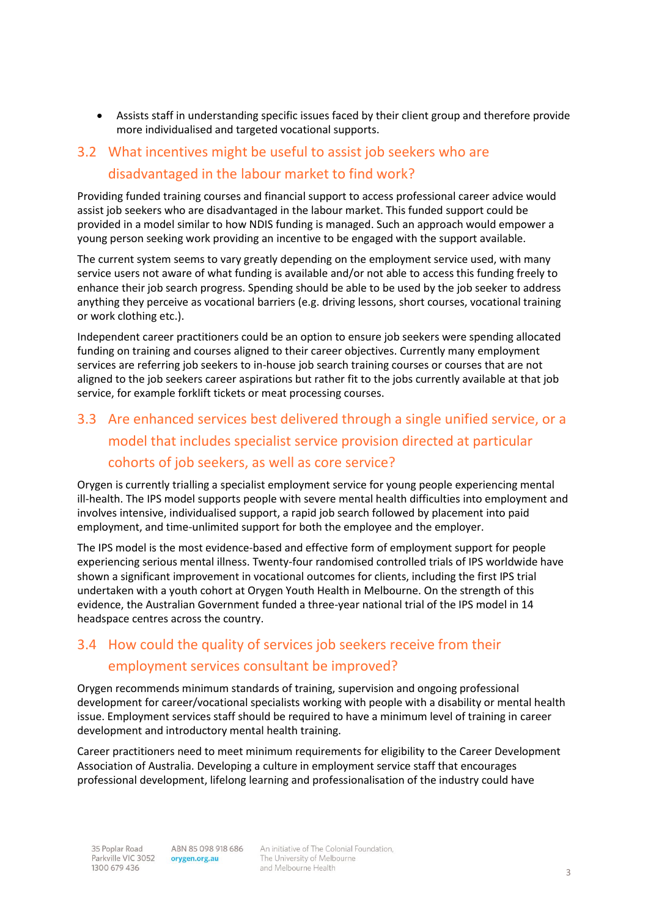- Assists staff in understanding specific issues faced by their client group and therefore provide more individualised and targeted vocational supports.

## 3.2 What incentives might be useful to assist job seekers who are disadvantaged in the labour market to find work?

Providing funded training courses and financial support to access professional career advice would assist job seekers who are disadvantaged in the labour market. This funded support could be provided in a model similar to how NDIS funding is managed. Such an approach would empower a young person seeking work providing an incentive to be engaged with the support available.

The current system seems to vary greatly depending on the employment service used, with many service users not aware of what funding is available and/or not able to access this funding freely to enhance their job search progress. Spending should be able to be used by the job seeker to address anything they perceive as vocational barriers (e.g. driving lessons, short courses, vocational training or work clothing etc.).

Independent career practitioners could be an option to ensure job seekers were spending allocated funding on training and courses aligned to their career objectives. Currently many employment services are referring job seekers to in-house job search training courses or courses that are not aligned to the job seekers career aspirations but rather fit to the jobs currently available at that job service, for example forklift tickets or meat processing courses.

## 3.3 Are enhanced services best delivered through a single unified service, or a model that includes specialist service provision directed at particular cohorts of job seekers, as well as core service?

Orygen is currently trialling a specialist employment service for young people experiencing mental ill-health. The IPS model supports people with severe mental health difficulties into employment and involves intensive, individualised support, a rapid job search followed by placement into paid employment, and time-unlimited support for both the employee and the employer.

The IPS model is the most evidence-based and effective form of employment support for people experiencing serious mental illness. Twenty-four randomised controlled trials of IPS worldwide have shown a significant improvement in vocational outcomes for clients, including the first IPS trial undertaken with a youth cohort at Orygen Youth Health in Melbourne. On the strength of this evidence, the Australian Government funded a three-year national trial of the IPS model in 14 headspace centres across the country.

## 3.4 How could the quality of services job seekers receive from their employment services consultant be improved?

Orygen recommends minimum standards of training, supervision and ongoing professional development for career/vocational specialists working with people with a disability or mental health issue. Employment services staff should be required to have a minimum level of training in career development and introductory mental health training.

Career practitioners need to meet minimum requirements for eligibility to the Career Development Association of Australia. Developing a culture in employment service staff that encourages professional development, lifelong learning and professionalisation of the industry could have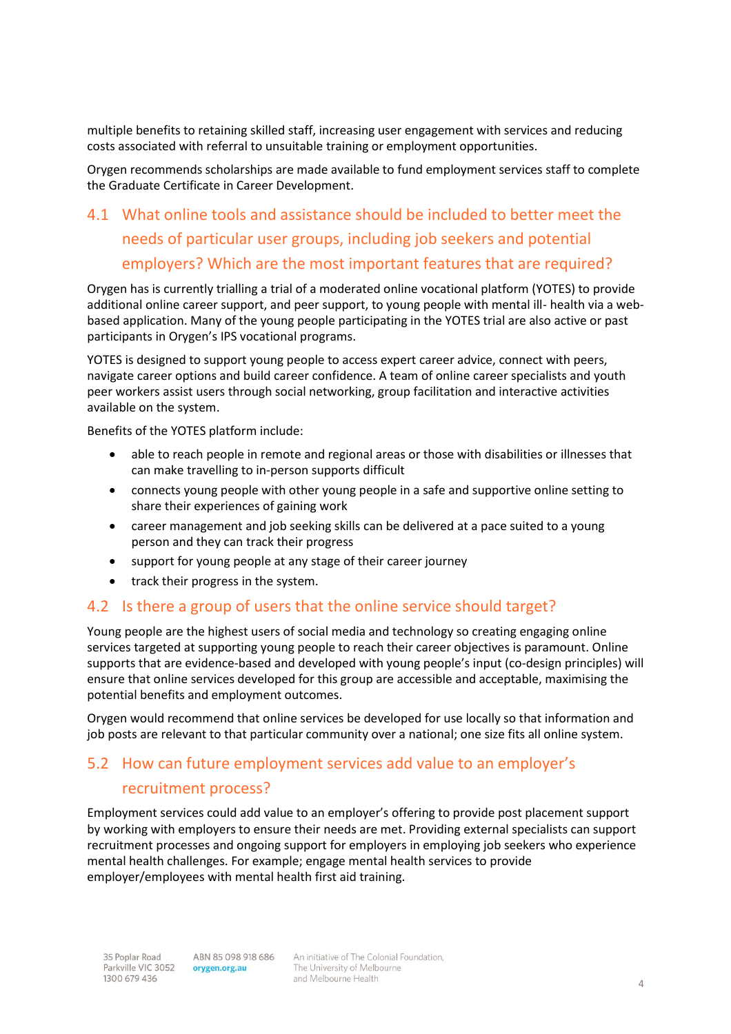multiple benefits to retaining skilled staff, increasing user engagement with services and reducing costs associated with referral to unsuitable training or employment opportunities.

Orygen recommends scholarships are made available to fund employment services staff to complete the Graduate Certificate in Career Development.

## 4.1 What online tools and assistance should be included to better meet the needs of particular user groups, including job seekers and potential employers? Which are the most important features that are required?

Orygen has is currently trialling a trial of a moderated online vocational platform (YOTES) to provide additional online career support, and peer support, to young people with mental ill- health via a web-based application. Many of the young people participating in the YOTES trial are also active or past participants in Orygen's IPS vocational programs.

YOTES is designed to support young people to access expert career advice, connect with peers, navigate career options and build career confidence. A team of online career specialists and youth peer workers assist users through social networking, group facilitation and interactive activities available on the system.

Benefits of the YOTES platform include:

- able to reach people in remote and regional areas or those with disabilities or illnesses that can make travelling to in-person supports difficult
- connects young people with other young people in a safe and supportive online setting to share their experiences of gaining work
- career management and job seeking skills can be delivered at a pace suited to a young person and they can track their progress
- support for young people at any stage of their career journey
- track their progress in the system.

## 4.2 Is there a group of users that the online service should target?

Young people are the highest users of social media and technology so creating engaging online services targeted at supporting young people to reach their career objectives is paramount. Online supports that are evidence-based and developed with young people's input (co-design principles) will ensure that online services developed for this group are accessible and acceptable, maximising the potential benefits and employment outcomes.

Orygen would recommend that online services be developed for use locally so that information and job posts are relevant to that particular community over a national; one size fits all online system.

## 5.2 How can future employment services add value to an employer's recruitment process?

Employment services could add value to an employer's offering to provide post placement support by working with employers to ensure their needs are met. Providing external specialists can support recruitment processes and ongoing support for employers in employing job seekers who experience mental health challenges. For example; engage mental health services to provide employer/employees with mental health first aid training.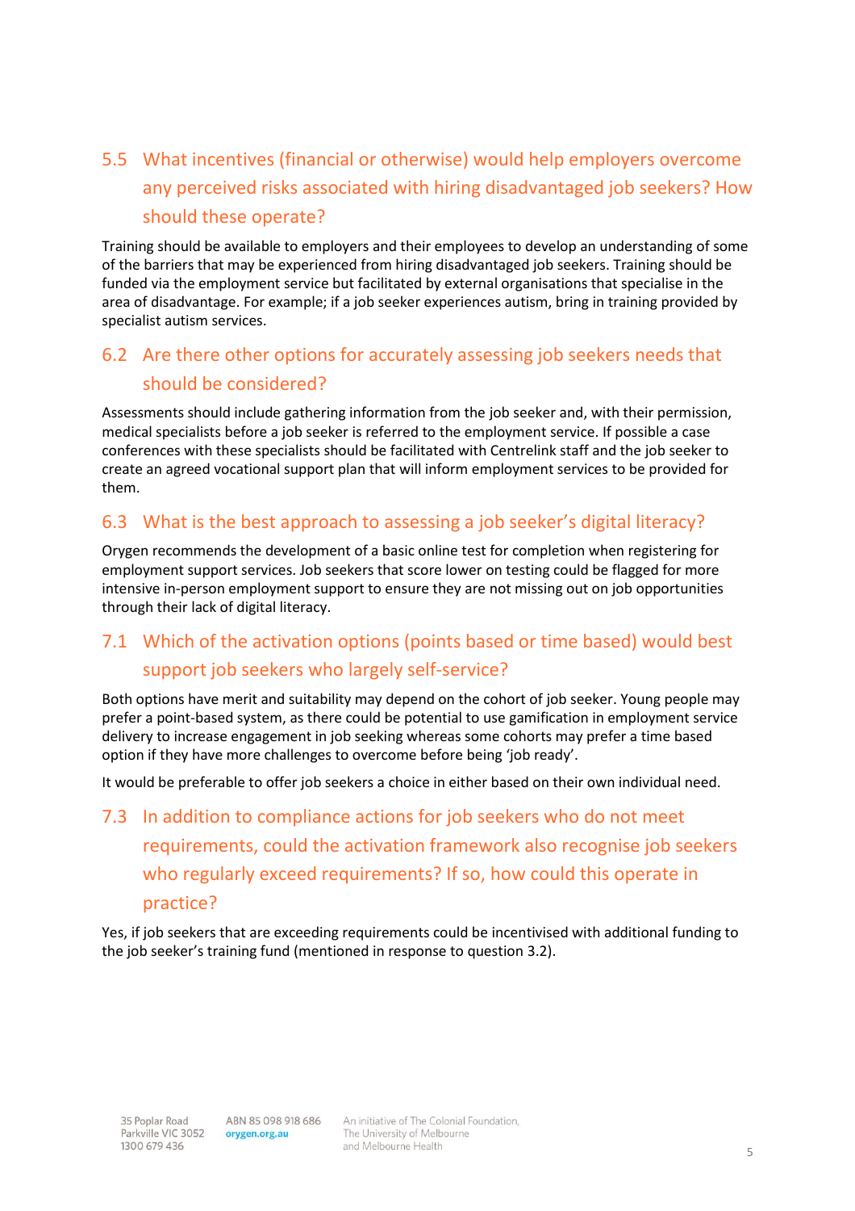## 5.5 What incentives (financial or otherwise) would help employers overcome any perceived risks associated with hiring disadvantaged job seekers? How should these operate?

Training should be available to employers and their employees to develop an understanding of some of the barriers that may be experienced from hiring disadvantaged job seekers. Training should be funded via the employment service but facilitated by external organisations that specialise in the area of disadvantage. For example; if a job seeker experiences autism, bring in training provided by specialist autism services.

## 6.2 Are there other options for accurately assessing job seekers needs that should be considered?

Assessments should include gathering information from the job seeker and, with their permission, medical specialists before a job seeker is referred to the employment service. If possible a case conferences with these specialists should be facilitated with Centrelink staff and the job seeker to create an agreed vocational support plan that will inform employment services to be provided for them.

## 6.3 What is the best approach to assessing a job seeker's digital literacy?

Orygen recommends the development of a basic online test for completion when registering for employment support services. Job seekers that score lower on testing could be flagged for more intensive in-person employment support to ensure they are not missing out on job opportunities through their lack of digital literacy.

## 7.1 Which of the activation options (points based or time based) would best support job seekers who largely self-service?

Both options have merit and suitability may depend on the cohort of job seeker. Young people may prefer a point-based system, as there could be potential to use gamification in employment service delivery to increase engagement in job seeking whereas some cohorts may prefer a time based option if they have more challenges to overcome before being 'job ready'.

It would be preferable to offer job seekers a choice in either based on their own individual need.

## 7.3 In addition to compliance actions for job seekers who do not meet requirements, could the activation framework also recognise job seekers who regularly exceed requirements? If so, how could this operate in practice?

Yes, if job seekers that are exceeding requirements could be incentivised with additional funding to the job seeker's training fund (mentioned in response to question 3.2).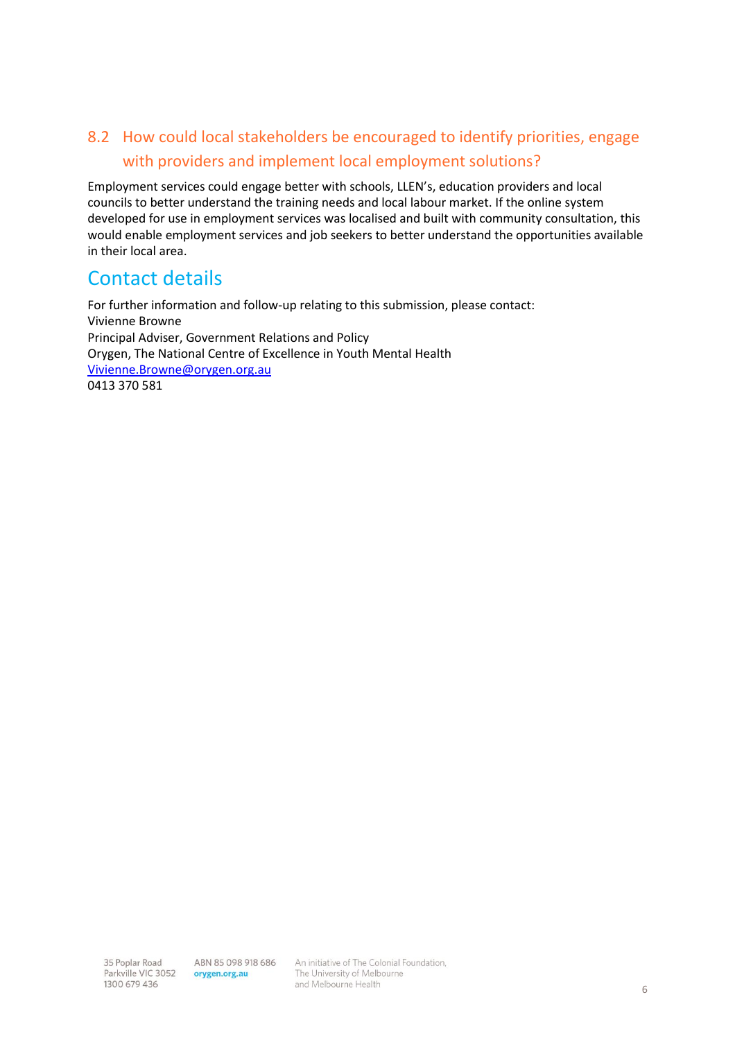## 8.2 How could local stakeholders be encouraged to identify priorities, engage with providers and implement local employment solutions?

Employment services could engage better with schools, LLEN's, education providers and local councils to better understand the training needs and local labour market. If the online system developed for use in employment services was localised and built with community consultation, this would enable employment services and job seekers to better understand the opportunities available in their local area.

# Contact details

For further information and follow-up relating to this submission, please contact:
Vivienne Browne
Principal Adviser, Government Relations and Policy
Orygen, The National Centre of Excellence in Youth Mental Health
Vivienne.Browne@orygen.org.au
0413 370 581